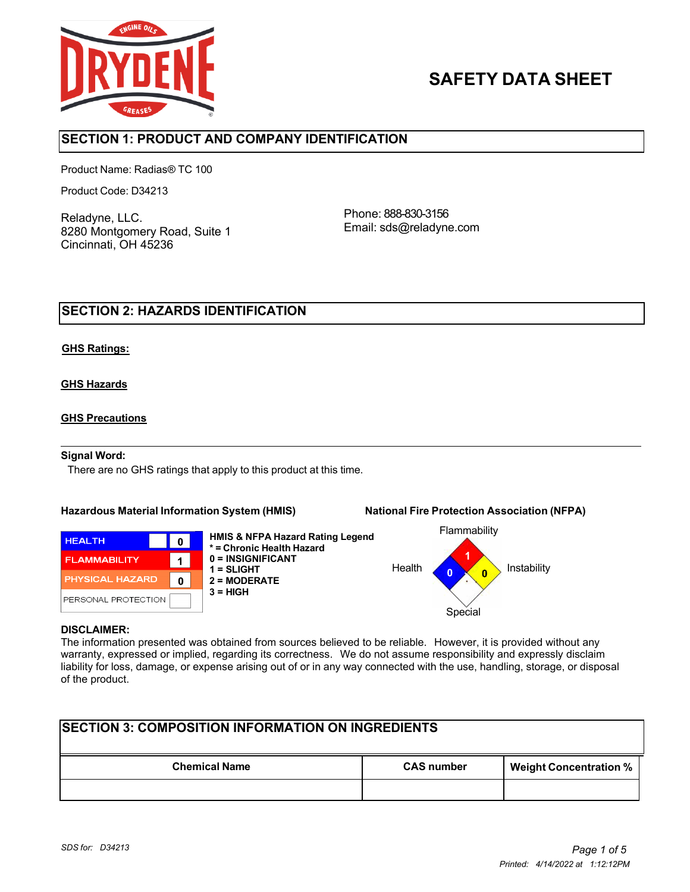# SAFETY DATA SHEET

## SECTION 1: PRODUCT AND COMPANY IDENTIFICATION

Product Name: Radias® TC 100

Product Code: D34213

Reladyne, LLC.
8280 Montgomery Road, Suite 1
Cincinnati, OH 45236

Phone: 888-830-3156
Email: sds@reladyne.com

## SECTION 2: HAZARDS IDENTIFICATION

**GHS Ratings:**

**GHS Hazards**

**GHS Precautions**

---

**Signal Word:**

There are no GHS ratings that apply to this product at this time.

**Hazardous Material Information System (HMIS)**

| | |
|---|---|
| HEALTH | 0 |
| FLAMMABILITY | 1 |
| PHYSICAL HAZARD | 0 |
| PERSONAL PROTECTION | |

**HMIS & NFPA Hazard Rating Legend**
**\* = Chronic Health Hazard**
**0 = INSIGNIFICANT**
**1 = SLIGHT**
**2 = MODERATE**
**3 = HIGH**

**National Fire Protection Association (NFPA)**

| Flammability | Health | Instability | Special |
|---|---|---|---|
| 1 | 0 | 0 | |

**DISCLAIMER:**
The information presented was obtained from sources believed to be reliable. However, it is provided without any warranty, expressed or implied, regarding its correctness. We do not assume responsibility and expressly disclaim liability for loss, damage, or expense arising out of or in any way connected with the use, handling, storage, or disposal of the product.

## SECTION 3: COMPOSITION INFORMATION ON INGREDIENTS

| Chemical Name | CAS number | Weight Concentration % |
|---|---|---|
| | | |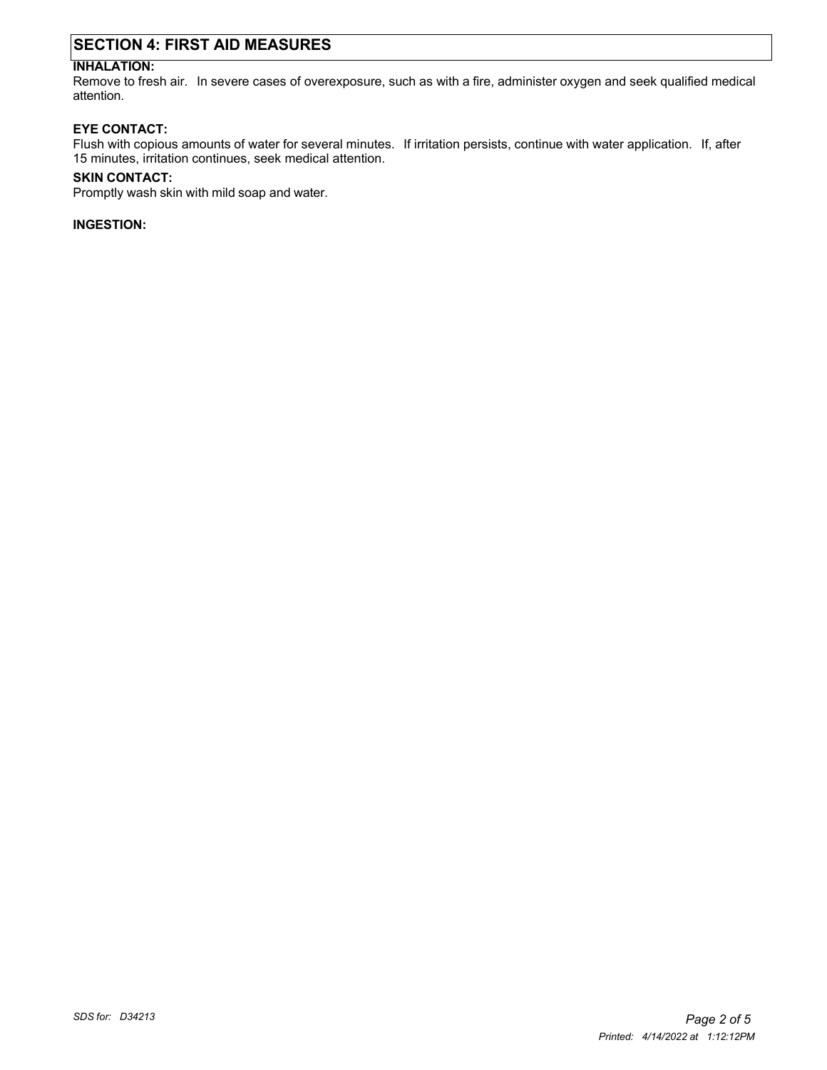## SECTION 4: FIRST AID MEASURES

**INHALATION:**

Remove to fresh air. In severe cases of overexposure, such as with a fire, administer oxygen and seek qualified medical attention.

**EYE CONTACT:**

Flush with copious amounts of water for several minutes. If irritation persists, continue with water application. If, after 15 minutes, irritation continues, seek medical attention.

**SKIN CONTACT:**

Promptly wash skin with mild soap and water.

**INGESTION:**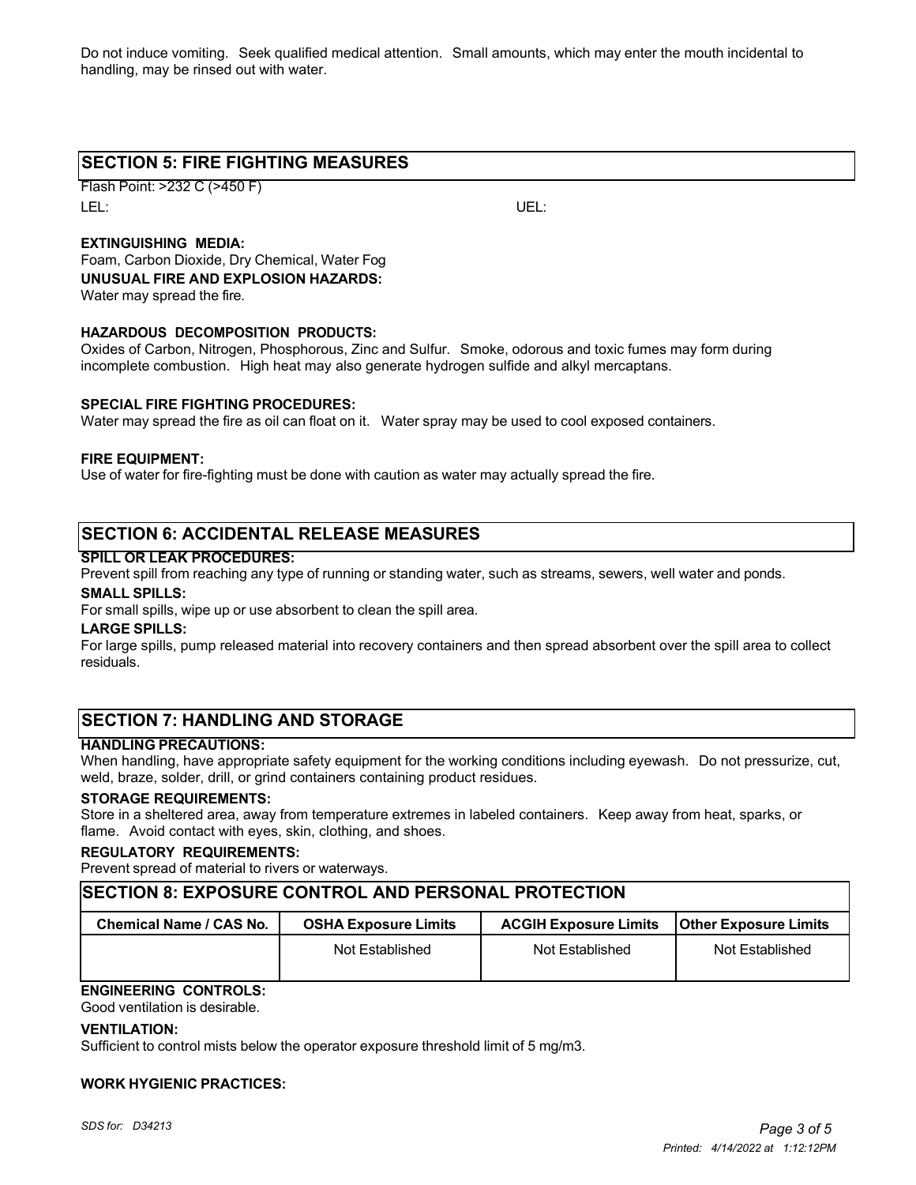Do not induce vomiting. Seek qualified medical attention. Small amounts, which may enter the mouth incidental to handling, may be rinsed out with water.

## SECTION 5: FIRE FIGHTING MEASURES

Flash Point: >232 C (>450 F)

LEL: UEL:

**EXTINGUISHING MEDIA:**
Foam, Carbon Dioxide, Dry Chemical, Water Fog

**UNUSUAL FIRE AND EXPLOSION HAZARDS:**
Water may spread the fire.

**HAZARDOUS DECOMPOSITION PRODUCTS:**
Oxides of Carbon, Nitrogen, Phosphorous, Zinc and Sulfur. Smoke, odorous and toxic fumes may form during incomplete combustion. High heat may also generate hydrogen sulfide and alkyl mercaptans.

**SPECIAL FIRE FIGHTING PROCEDURES:**
Water may spread the fire as oil can float on it. Water spray may be used to cool exposed containers.

**FIRE EQUIPMENT:**
Use of water for fire-fighting must be done with caution as water may actually spread the fire.

## SECTION 6: ACCIDENTAL RELEASE MEASURES

**SPILL OR LEAK PROCEDURES:**
Prevent spill from reaching any type of running or standing water, such as streams, sewers, well water and ponds.

**SMALL SPILLS:**
For small spills, wipe up or use absorbent to clean the spill area.

**LARGE SPILLS:**
For large spills, pump released material into recovery containers and then spread absorbent over the spill area to collect residuals.

## SECTION 7: HANDLING AND STORAGE

**HANDLING PRECAUTIONS:**
When handling, have appropriate safety equipment for the working conditions including eyewash. Do not pressurize, cut, weld, braze, solder, drill, or grind containers containing product residues.

**STORAGE REQUIREMENTS:**
Store in a sheltered area, away from temperature extremes in labeled containers. Keep away from heat, sparks, or flame. Avoid contact with eyes, skin, clothing, and shoes.

**REGULATORY REQUIREMENTS:**
Prevent spread of material to rivers or waterways.

## SECTION 8: EXPOSURE CONTROL AND PERSONAL PROTECTION

| Chemical Name / CAS No. | OSHA Exposure Limits | ACGIH Exposure Limits | Other Exposure Limits |
|---|---|---|---|
| | Not Established | Not Established | Not Established |

**ENGINEERING CONTROLS:**
Good ventilation is desirable.

**VENTILATION:**
Sufficient to control mists below the operator exposure threshold limit of 5 mg/m3.

**WORK HYGIENIC PRACTICES:**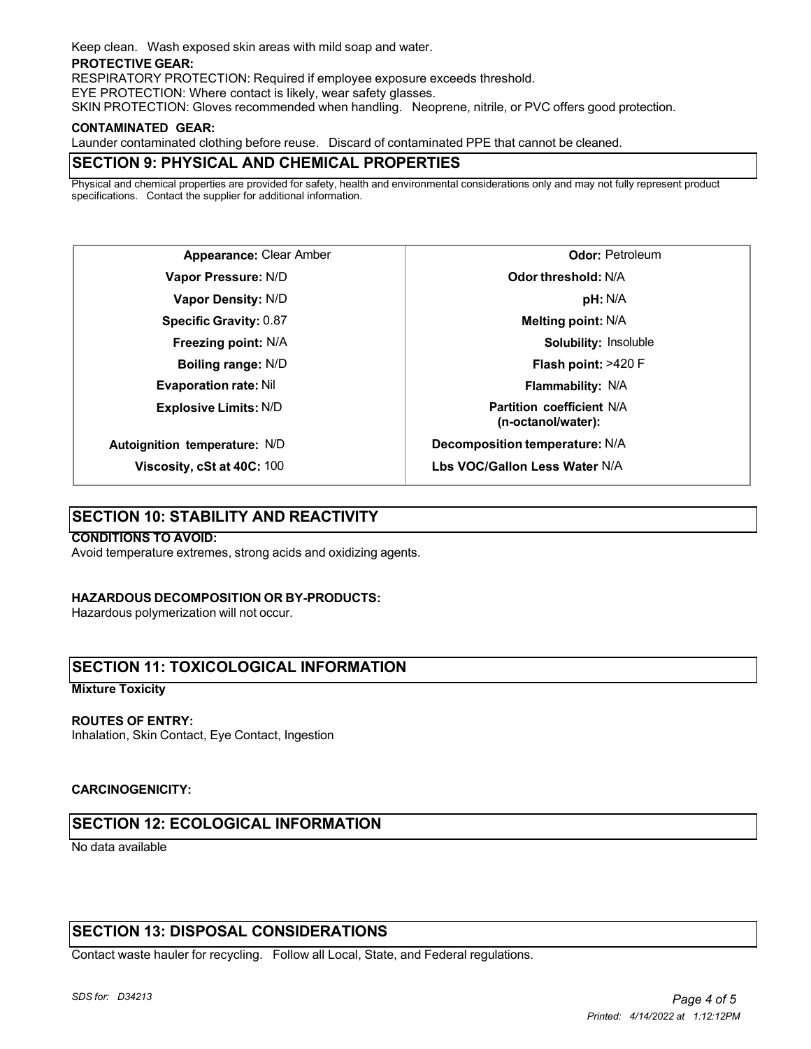Keep clean. Wash exposed skin areas with mild soap and water.

**PROTECTIVE GEAR:**

RESPIRATORY PROTECTION: Required if employee exposure exceeds threshold.

EYE PROTECTION: Where contact is likely, wear safety glasses.

SKIN PROTECTION: Gloves recommended when handling. Neoprene, nitrile, or PVC offers good protection.

**CONTAMINATED GEAR:**

Launder contaminated clothing before reuse. Discard of contaminated PPE that cannot be cleaned.

## SECTION 9: PHYSICAL AND CHEMICAL PROPERTIES

Physical and chemical properties are provided for safety, health and environmental considerations only and may not fully represent product specifications. Contact the supplier for additional information.

| | |
|---|---|
| **Appearance:** Clear Amber | **Odor:** Petroleum |
| **Vapor Pressure:** N/D | **Odor threshold:** N/A |
| **Vapor Density:** N/D | **pH:** N/A |
| **Specific Gravity:** 0.87 | **Melting point:** N/A |
| **Freezing point:** N/A | **Solubility:** Insoluble |
| **Boiling range:** N/D | **Flash point:** >420 F |
| **Evaporation rate:** Nil | **Flammability:** N/A |
| **Explosive Limits:** N/D | **Partition coefficient (n-octanol/water):** N/A |
| **Autoignition temperature:** N/D | **Decomposition temperature:** N/A |
| **Viscosity, cSt at 40C:** 100 | **Lbs VOC/Gallon Less Water** N/A |

## SECTION 10: STABILITY AND REACTIVITY

**CONDITIONS TO AVOID:**

Avoid temperature extremes, strong acids and oxidizing agents.

**HAZARDOUS DECOMPOSITION OR BY-PRODUCTS:**

Hazardous polymerization will not occur.

## SECTION 11: TOXICOLOGICAL INFORMATION

**Mixture Toxicity**

**ROUTES OF ENTRY:**

Inhalation, Skin Contact, Eye Contact, Ingestion

**CARCINOGENICITY:**

## SECTION 12: ECOLOGICAL INFORMATION

No data available

## SECTION 13: DISPOSAL CONSIDERATIONS

Contact waste hauler for recycling. Follow all Local, State, and Federal regulations.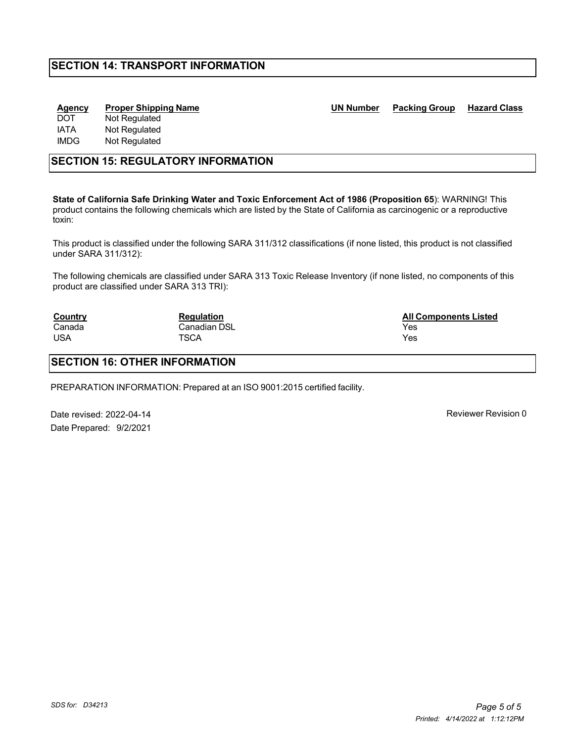## SECTION 14: TRANSPORT INFORMATION

| Agency | Proper Shipping Name | UN Number | Packing Group | Hazard Class |
| --- | --- | --- | --- | --- |
| DOT | Not Regulated | | | |
| IATA | Not Regulated | | | |
| IMDG | Not Regulated | | | |

## SECTION 15: REGULATORY INFORMATION

**State of California Safe Drinking Water and Toxic Enforcement Act of 1986 (Proposition 65**): WARNING! This product contains the following chemicals which are listed by the State of California as carcinogenic or a reproductive toxin:

This product is classified under the following SARA 311/312 classifications (if none listed, this product is not classified under SARA 311/312):

The following chemicals are classified under SARA 313 Toxic Release Inventory (if none listed, no components of this product are classified under SARA 313 TRI):

| Country | Regulation | All Components Listed |
| --- | --- | --- |
| Canada | Canadian DSL | Yes |
| USA | TSCA | Yes |

## SECTION 16: OTHER INFORMATION

PREPARATION INFORMATION: Prepared at an ISO 9001:2015 certified facility.

Date revised: 2022-04-14

Reviewer Revision 0

Date Prepared: 9/2/2021

SDS for: D34213

Printed: 4/14/2022 at 1:12:12PM